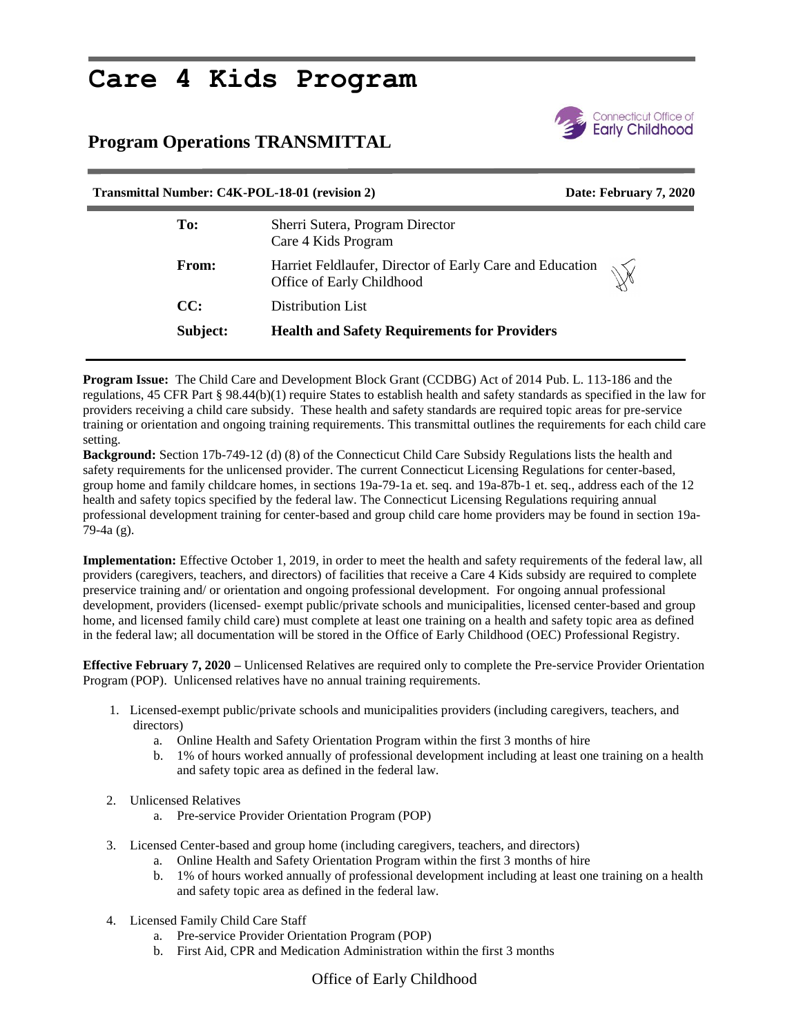# Care 4 Kids Program

## Program Operations TRANSMITTAL

Connecticut Office of Early Childhood

**Transmittal Number: C4K-POL-18-01 (revision 2)** **Date: February 7, 2020**

| | |
|---|---|
| **To:** | Sherri Sutera, Program Director<br>Care 4 Kids Program |
| **From:** | Harriet Feldlaufer, Director of Early Care and Education<br>Office of Early Childhood |
| **CC:** | Distribution List |
| **Subject:** | **Health and Safety Requirements for Providers** |

**Program Issue:** The Child Care and Development Block Grant (CCDBG) Act of 2014 Pub. L. 113-186 and the regulations, 45 CFR Part § 98.44(b)(1) require States to establish health and safety standards as specified in the law for providers receiving a child care subsidy. These health and safety standards are required topic areas for pre-service training or orientation and ongoing training requirements. This transmittal outlines the requirements for each child care setting.

**Background:** Section 17b-749-12 (d) (8) of the Connecticut Child Care Subsidy Regulations lists the health and safety requirements for the unlicensed provider. The current Connecticut Licensing Regulations for center-based, group home and family childcare homes, in sections 19a-79-1a et. seq. and 19a-87b-1 et. seq., address each of the 12 health and safety topics specified by the federal law. The Connecticut Licensing Regulations requiring annual professional development training for center-based and group child care home providers may be found in section 19a-79-4a (g).

**Implementation:** Effective October 1, 2019, in order to meet the health and safety requirements of the federal law, all providers (caregivers, teachers, and directors) of facilities that receive a Care 4 Kids subsidy are required to complete preservice training and/ or orientation and ongoing professional development. For ongoing annual professional development, providers (licensed- exempt public/private schools and municipalities, licensed center-based and group home, and licensed family child care) must complete at least one training on a health and safety topic area as defined in the federal law; all documentation will be stored in the Office of Early Childhood (OEC) Professional Registry.

**Effective February 7, 2020 –** Unlicensed Relatives are required only to complete the Pre-service Provider Orientation Program (POP). Unlicensed relatives have no annual training requirements.

1. Licensed-exempt public/private schools and municipalities providers (including caregivers, teachers, and directors)
   a. Online Health and Safety Orientation Program within the first 3 months of hire
   b. 1% of hours worked annually of professional development including at least one training on a health and safety topic area as defined in the federal law.
2. Unlicensed Relatives
   a. Pre-service Provider Orientation Program (POP)
3. Licensed Center-based and group home (including caregivers, teachers, and directors)
   a. Online Health and Safety Orientation Program within the first 3 months of hire
   b. 1% of hours worked annually of professional development including at least one training on a health and safety topic area as defined in the federal law.
4. Licensed Family Child Care Staff
   a. Pre-service Provider Orientation Program (POP)
   b. First Aid, CPR and Medication Administration within the first 3 months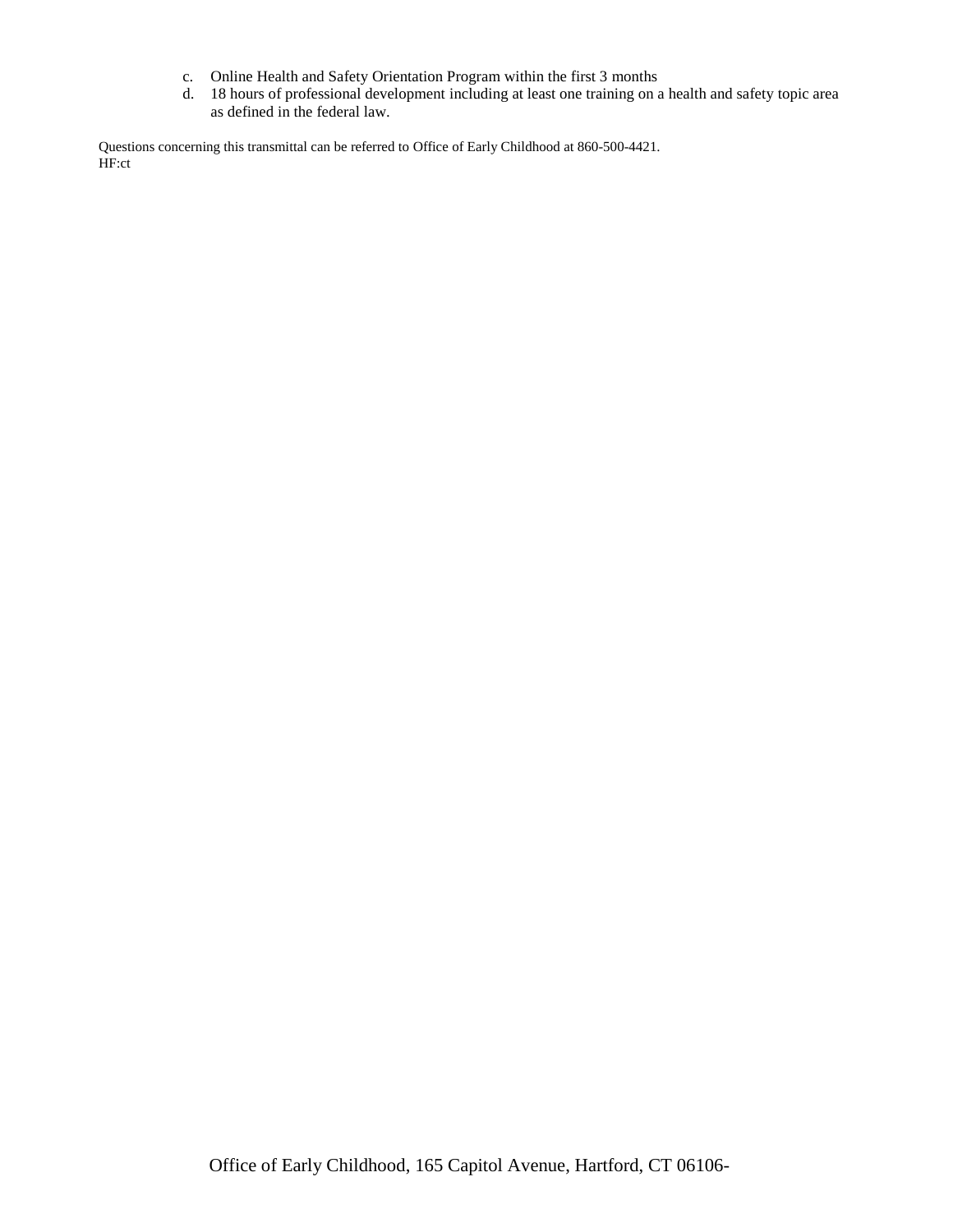c. Online Health and Safety Orientation Program within the first 3 months
d. 18 hours of professional development including at least one training on a health and safety topic area as defined in the federal law.

Questions concerning this transmittal can be referred to Office of Early Childhood at 860-500-4421.
HF:ct

Office of Early Childhood, 165 Capitol Avenue, Hartford, CT 06106-